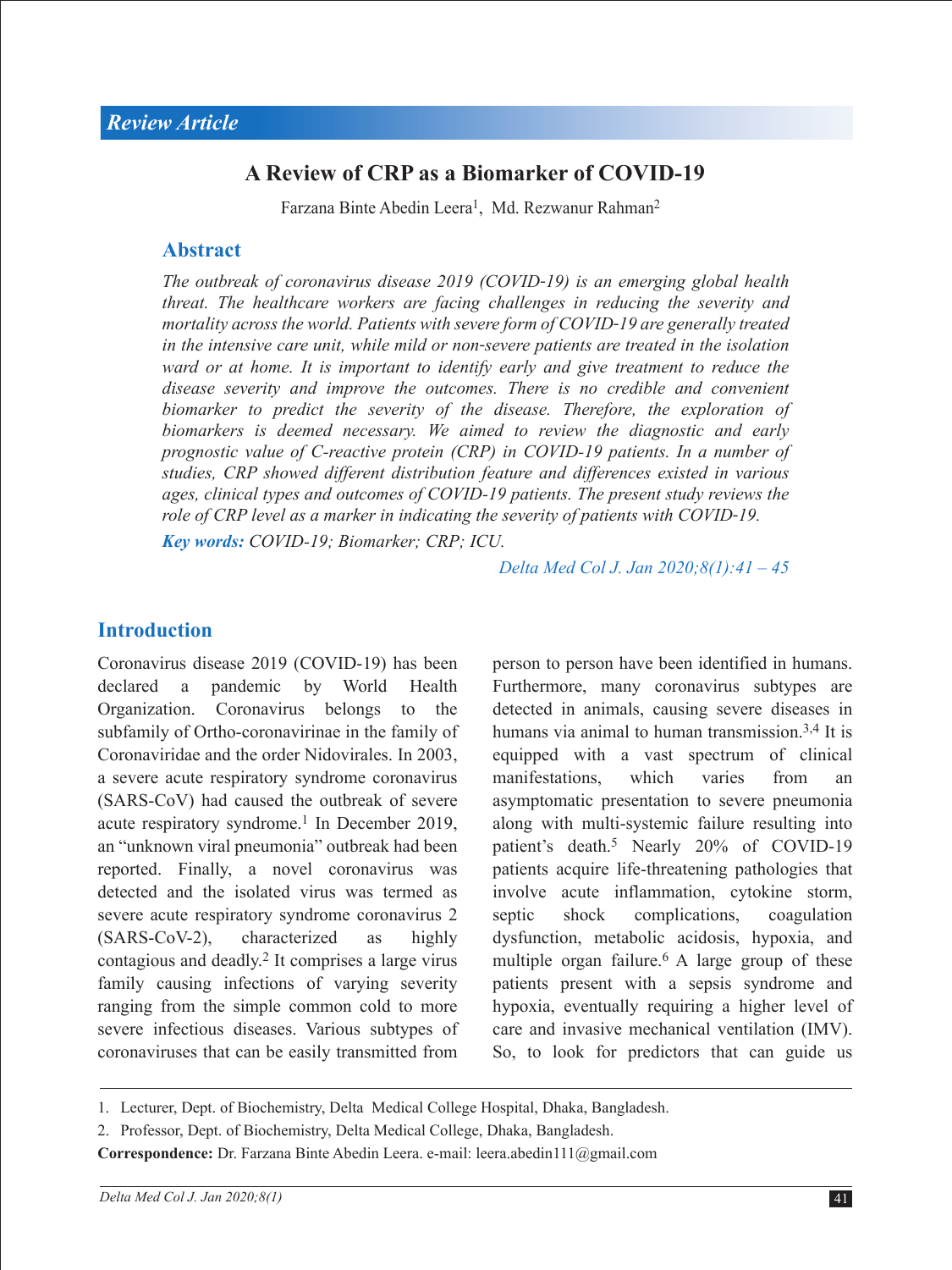Review Article

# A Review of CRP as a Biomarker of COVID-19

Farzana Binte Abedin Leera[1], Md. Rezwanur Rahman[2]

## Abstract

*The outbreak of coronavirus disease 2019 (COVID-19) is an emerging global health threat. The healthcare workers are facing challenges in reducing the severity and mortality across the world. Patients with severe form of COVID-19 are generally treated in the intensive care unit, while mild or non-severe patients are treated in the isolation ward or at home. It is important to identify early and give treatment to reduce the disease severity and improve the outcomes. There is no credible and convenient biomarker to predict the severity of the disease. Therefore, the exploration of biomarkers is deemed necessary. We aimed to review the diagnostic and early prognostic value of C-reactive protein (CRP) in COVID-19 patients. In a number of studies, CRP showed different distribution feature and differences existed in various ages, clinical types and outcomes of COVID-19 patients. The present study reviews the role of CRP level as a marker in indicating the severity of patients with COVID-19.*

***Key words:*** *COVID-19; Biomarker; CRP; ICU.*

*Delta Med Col J. Jan 2020;8(1):41 – 45*

## Introduction

Coronavirus disease 2019 (COVID-19) has been declared a pandemic by World Health Organization. Coronavirus belongs to the subfamily of Ortho-coronavirinae in the family of Coronaviridae and the order Nidovirales. In 2003, a severe acute respiratory syndrome coronavirus (SARS-CoV) had caused the outbreak of severe acute respiratory syndrome.[1] In December 2019, an "unknown viral pneumonia" outbreak had been reported. Finally, a novel coronavirus was detected and the isolated virus was termed as severe acute respiratory syndrome coronavirus 2 (SARS-CoV-2), characterized as highly contagious and deadly.[2] It comprises a large virus family causing infections of varying severity ranging from the simple common cold to more severe infectious diseases. Various subtypes of coronaviruses that can be easily transmitted from person to person have been identified in humans. Furthermore, many coronavirus subtypes are detected in animals, causing severe diseases in humans via animal to human transmission.[3,4] It is equipped with a vast spectrum of clinical manifestations, which varies from an asymptomatic presentation to severe pneumonia along with multi-systemic failure resulting into patient's death.[5] Nearly 20% of COVID-19 patients acquire life-threatening pathologies that involve acute inflammation, cytokine storm, septic shock complications, coagulation dysfunction, metabolic acidosis, hypoxia, and multiple organ failure.[6] A large group of these patients present with a sepsis syndrome and hypoxia, eventually requiring a higher level of care and invasive mechanical ventilation (IMV). So, to look for predictors that can guide us

---

1. Lecturer, Dept. of Biochemistry, Delta Medical College Hospital, Dhaka, Bangladesh.
2. Professor, Dept. of Biochemistry, Delta Medical College, Dhaka, Bangladesh.

**Correspondence:** Dr. Farzana Binte Abedin Leera. e-mail: leera.abedin111@gmail.com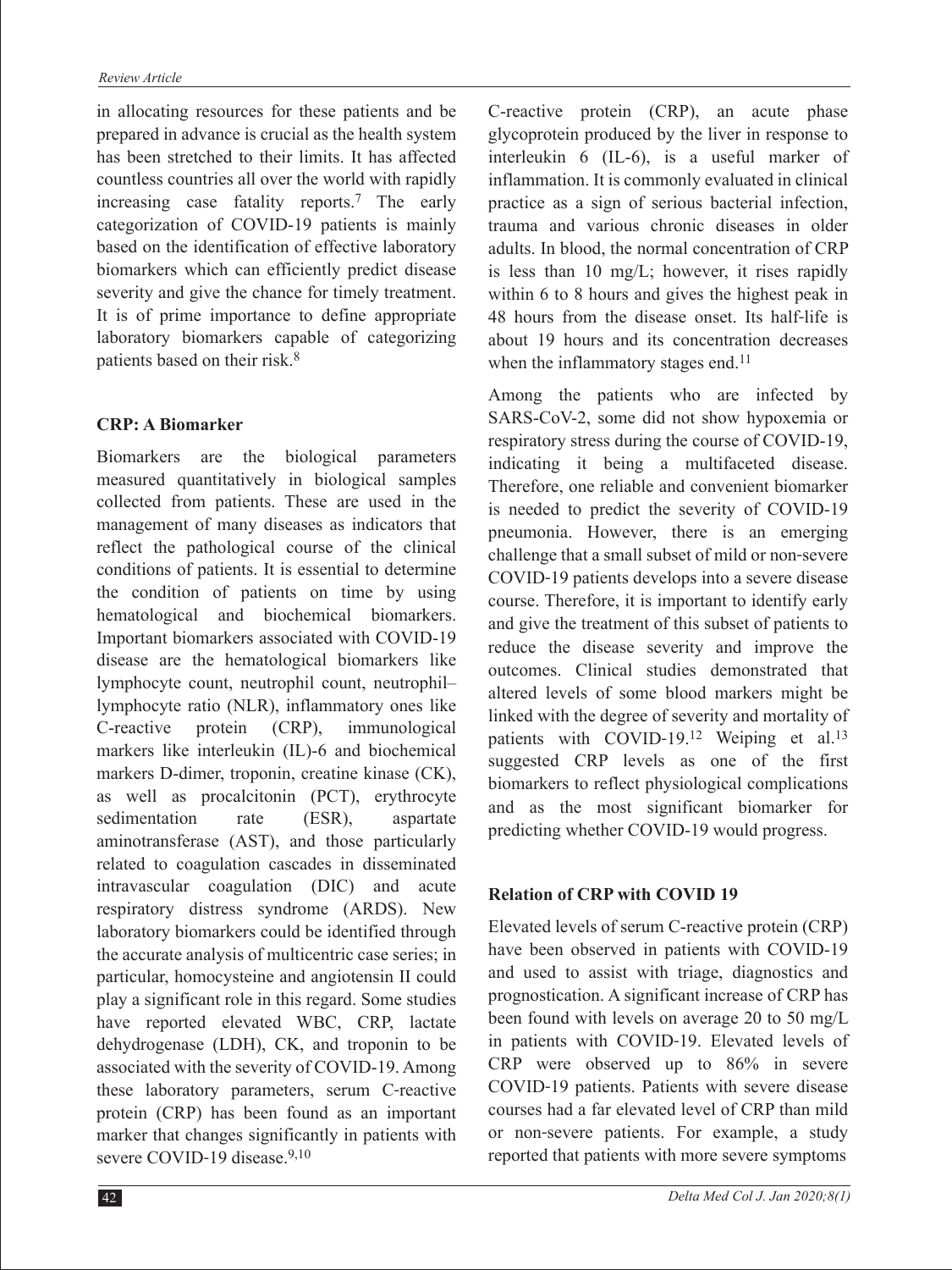in allocating resources for these patients and be prepared in advance is crucial as the health system has been stretched to their limits. It has affected countless countries all over the world with rapidly increasing case fatality reports.[7] The early categorization of COVID-19 patients is mainly based on the identification of effective laboratory biomarkers which can efficiently predict disease severity and give the chance for timely treatment. It is of prime importance to define appropriate laboratory biomarkers capable of categorizing patients based on their risk.[8]

## CRP: A Biomarker

Biomarkers are the biological parameters measured quantitatively in biological samples collected from patients. These are used in the management of many diseases as indicators that reflect the pathological course of the clinical conditions of patients. It is essential to determine the condition of patients on time by using hematological and biochemical biomarkers. Important biomarkers associated with COVID-19 disease are the hematological biomarkers like lymphocyte count, neutrophil count, neutrophil–lymphocyte ratio (NLR), inflammatory ones like C-reactive protein (CRP), immunological markers like interleukin (IL)-6 and biochemical markers D-dimer, troponin, creatine kinase (CK), as well as procalcitonin (PCT), erythrocyte sedimentation rate (ESR), aspartate aminotransferase (AST), and those particularly related to coagulation cascades in disseminated intravascular coagulation (DIC) and acute respiratory distress syndrome (ARDS). New laboratory biomarkers could be identified through the accurate analysis of multicentric case series; in particular, homocysteine and angiotensin II could play a significant role in this regard. Some studies have reported elevated WBC, CRP, lactate dehydrogenase (LDH), CK, and troponin to be associated with the severity of COVID-19. Among these laboratory parameters, serum C-reactive protein (CRP) has been found as an important marker that changes significantly in patients with severe COVID-19 disease.[9,10]

C-reactive protein (CRP), an acute phase glycoprotein produced by the liver in response to interleukin 6 (IL-6), is a useful marker of inflammation. It is commonly evaluated in clinical practice as a sign of serious bacterial infection, trauma and various chronic diseases in older adults. In blood, the normal concentration of CRP is less than 10 mg/L; however, it rises rapidly within 6 to 8 hours and gives the highest peak in 48 hours from the disease onset. Its half-life is about 19 hours and its concentration decreases when the inflammatory stages end.[11]

Among the patients who are infected by SARS-CoV-2, some did not show hypoxemia or respiratory stress during the course of COVID-19, indicating it being a multifaceted disease. Therefore, one reliable and convenient biomarker is needed to predict the severity of COVID-19 pneumonia. However, there is an emerging challenge that a small subset of mild or non-severe COVID-19 patients develops into a severe disease course. Therefore, it is important to identify early and give the treatment of this subset of patients to reduce the disease severity and improve the outcomes. Clinical studies demonstrated that altered levels of some blood markers might be linked with the degree of severity and mortality of patients with COVID-19.[12] Weiping et al.[13] suggested CRP levels as one of the first biomarkers to reflect physiological complications and as the most significant biomarker for predicting whether COVID-19 would progress.

## Relation of CRP with COVID 19

Elevated levels of serum C-reactive protein (CRP) have been observed in patients with COVID-19 and used to assist with triage, diagnostics and prognostication. A significant increase of CRP has been found with levels on average 20 to 50 mg/L in patients with COVID-19. Elevated levels of CRP were observed up to 86% in severe COVID-19 patients. Patients with severe disease courses had a far elevated level of CRP than mild or non-severe patients. For example, a study reported that patients with more severe symptoms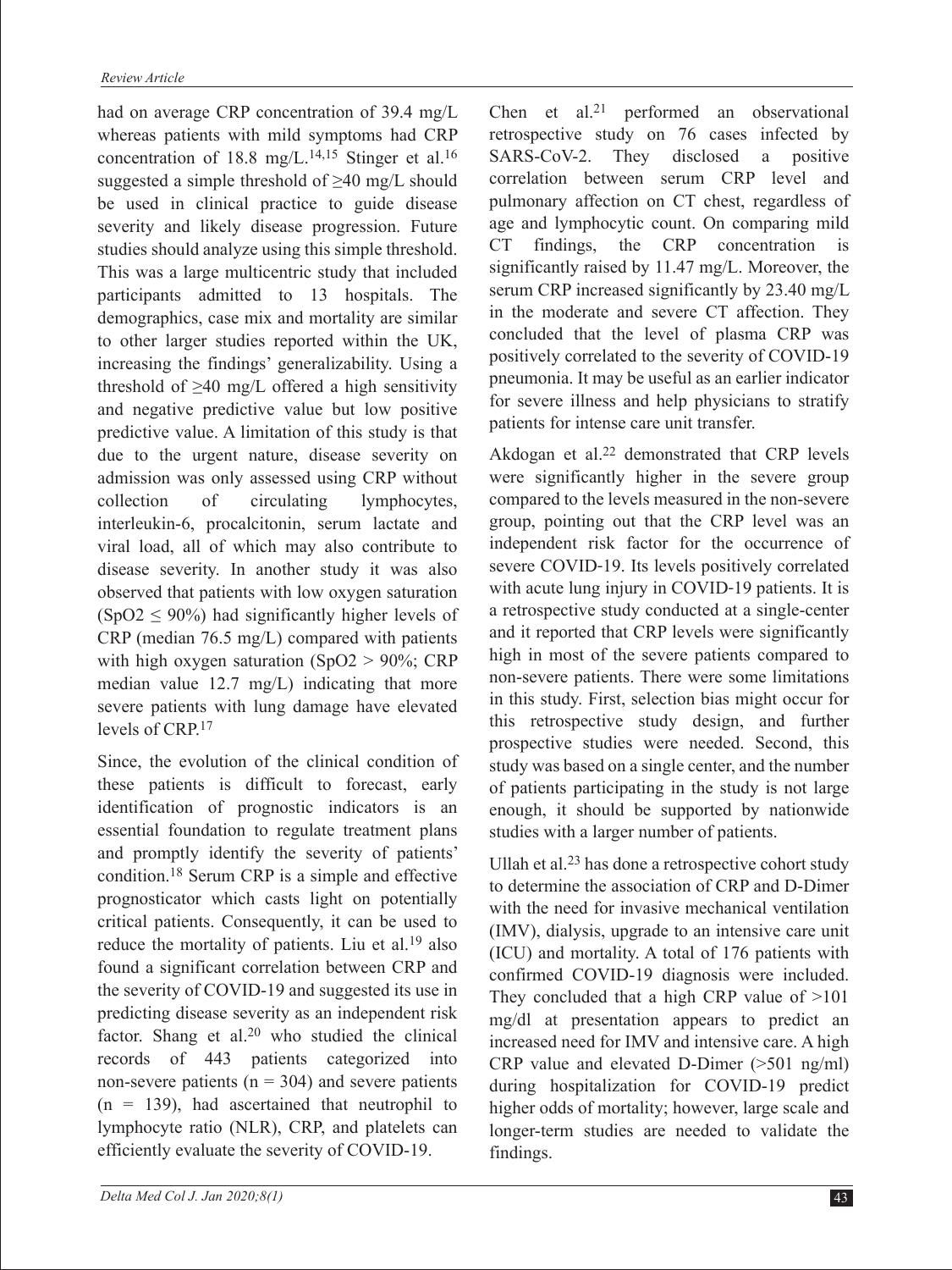had on average CRP concentration of 39.4 mg/L whereas patients with mild symptoms had CRP concentration of 18.8 mg/L.[14,15] Stinger et al.[16] suggested a simple threshold of ≥40 mg/L should be used in clinical practice to guide disease severity and likely disease progression. Future studies should analyze using this simple threshold. This was a large multicentric study that included participants admitted to 13 hospitals. The demographics, case mix and mortality are similar to other larger studies reported within the UK, increasing the findings' generalizability. Using a threshold of ≥40 mg/L offered a high sensitivity and negative predictive value but low positive predictive value. A limitation of this study is that due to the urgent nature, disease severity on admission was only assessed using CRP without collection of circulating lymphocytes, interleukin-6, procalcitonin, serum lactate and viral load, all of which may also contribute to disease severity. In another study it was also observed that patients with low oxygen saturation ($SpO_2 \leq 90\%$) had significantly higher levels of CRP (median 76.5 mg/L) compared with patients with high oxygen saturation ($SpO_2 > 90\%$; CRP median value 12.7 mg/L) indicating that more severe patients with lung damage have elevated levels of CRP.[17]

Since, the evolution of the clinical condition of these patients is difficult to forecast, early identification of prognostic indicators is an essential foundation to regulate treatment plans and promptly identify the severity of patients' condition.[18] Serum CRP is a simple and effective prognosticator which casts light on potentially critical patients. Consequently, it can be used to reduce the mortality of patients. Liu et al.[19] also found a significant correlation between CRP and the severity of COVID-19 and suggested its use in predicting disease severity as an independent risk factor. Shang et al.[20] who studied the clinical records of 443 patients categorized into non-severe patients (n = 304) and severe patients (n = 139), had ascertained that neutrophil to lymphocyte ratio (NLR), CRP, and platelets can efficiently evaluate the severity of COVID-19.

Chen et al.[21] performed an observational retrospective study on 76 cases infected by SARS-CoV-2. They disclosed a positive correlation between serum CRP level and pulmonary affection on CT chest, regardless of age and lymphocytic count. On comparing mild CT findings, the CRP concentration is significantly raised by 11.47 mg/L. Moreover, the serum CRP increased significantly by 23.40 mg/L in the moderate and severe CT affection. They concluded that the level of plasma CRP was positively correlated to the severity of COVID-19 pneumonia. It may be useful as an earlier indicator for severe illness and help physicians to stratify patients for intense care unit transfer.

Akdogan et al.[22] demonstrated that CRP levels were significantly higher in the severe group compared to the levels measured in the non-severe group, pointing out that the CRP level was an independent risk factor for the occurrence of severe COVID-19. Its levels positively correlated with acute lung injury in COVID-19 patients. It is a retrospective study conducted at a single-center and it reported that CRP levels were significantly high in most of the severe patients compared to non-severe patients. There were some limitations in this study. First, selection bias might occur for this retrospective study design, and further prospective studies were needed. Second, this study was based on a single center, and the number of patients participating in the study is not large enough, it should be supported by nationwide studies with a larger number of patients.

Ullah et al.[23] has done a retrospective cohort study to determine the association of CRP and D-Dimer with the need for invasive mechanical ventilation (IMV), dialysis, upgrade to an intensive care unit (ICU) and mortality. A total of 176 patients with confirmed COVID-19 diagnosis were included. They concluded that a high CRP value of >101 mg/dl at presentation appears to predict an increased need for IMV and intensive care. A high CRP value and elevated D-Dimer (>501 ng/ml) during hospitalization for COVID-19 predict higher odds of mortality; however, large scale and longer-term studies are needed to validate the findings.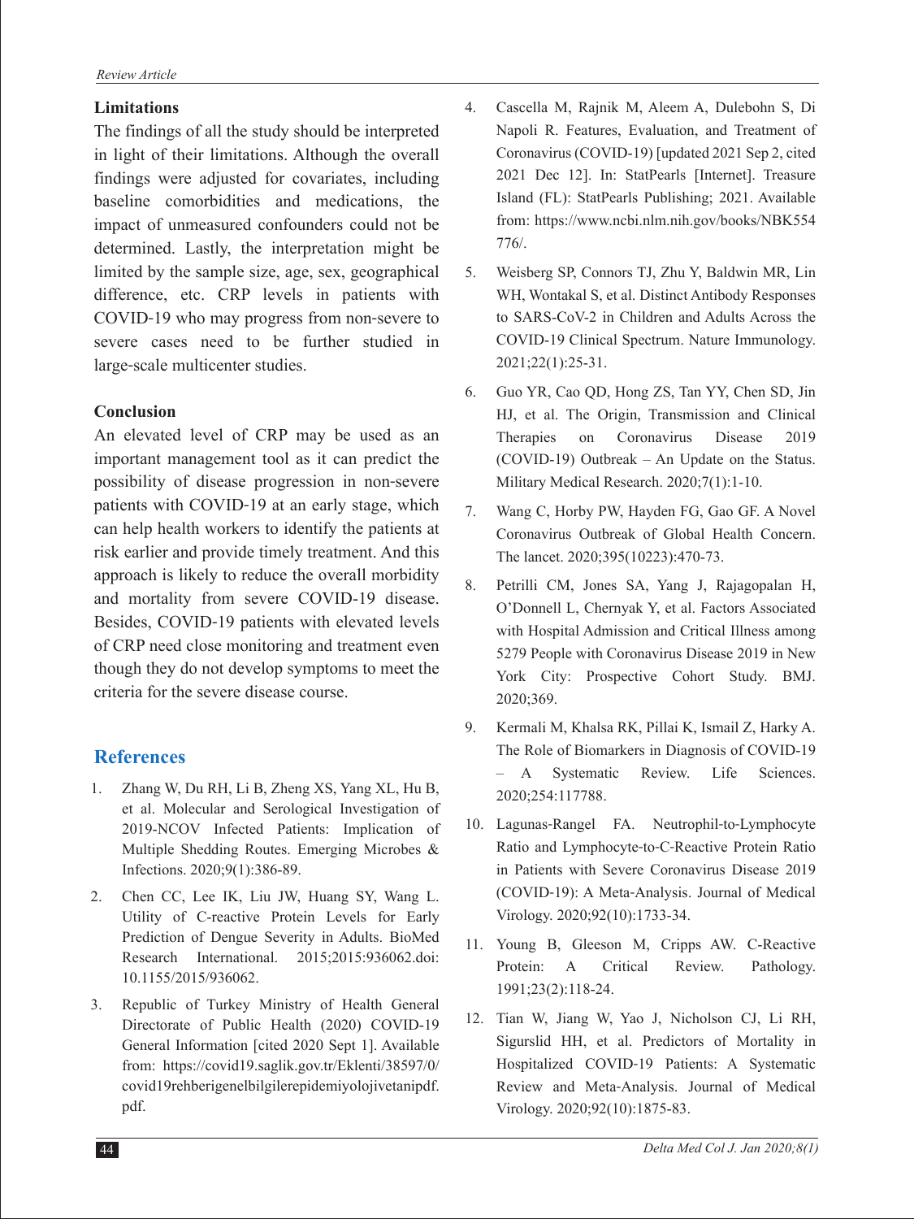### Limitations

The findings of all the study should be interpreted in light of their limitations. Although the overall findings were adjusted for covariates, including baseline comorbidities and medications, the impact of unmeasured confounders could not be determined. Lastly, the interpretation might be limited by the sample size, age, sex, geographical difference, etc. CRP levels in patients with COVID-19 who may progress from non-severe to severe cases need to be further studied in large-scale multicenter studies.

### Conclusion

An elevated level of CRP may be used as an important management tool as it can predict the possibility of disease progression in non-severe patients with COVID-19 at an early stage, which can help health workers to identify the patients at risk earlier and provide timely treatment. And this approach is likely to reduce the overall morbidity and mortality from severe COVID-19 disease. Besides, COVID-19 patients with elevated levels of CRP need close monitoring and treatment even though they do not develop symptoms to meet the criteria for the severe disease course.

## References

1. Zhang W, Du RH, Li B, Zheng XS, Yang XL, Hu B, et al. Molecular and Serological Investigation of 2019-NCOV Infected Patients: Implication of Multiple Shedding Routes. Emerging Microbes & Infections. 2020;9(1):386-89.
2. Chen CC, Lee IK, Liu JW, Huang SY, Wang L. Utility of C-reactive Protein Levels for Early Prediction of Dengue Severity in Adults. BioMed Research International. 2015;2015:936062.doi: 10.1155/2015/936062.
3. Republic of Turkey Ministry of Health General Directorate of Public Health (2020) COVID-19 General Information [cited 2020 Sept 1]. Available from: https://covid19.saglik.gov.tr/Eklenti/38597/0/covid19rehberigenelbilgilerepidemiyolojivetanipdf.pdf.
4. Cascella M, Rajnik M, Aleem A, Dulebohn S, Di Napoli R. Features, Evaluation, and Treatment of Coronavirus (COVID-19) [updated 2021 Sep 2, cited 2021 Dec 12]. In: StatPearls [Internet]. Treasure Island (FL): StatPearls Publishing; 2021. Available from: https://www.ncbi.nlm.nih.gov/books/NBK554776/.
5. Weisberg SP, Connors TJ, Zhu Y, Baldwin MR, Lin WH, Wontakal S, et al. Distinct Antibody Responses to SARS-CoV-2 in Children and Adults Across the COVID-19 Clinical Spectrum. Nature Immunology. 2021;22(1):25-31.
6. Guo YR, Cao QD, Hong ZS, Tan YY, Chen SD, Jin HJ, et al. The Origin, Transmission and Clinical Therapies on Coronavirus Disease 2019 (COVID-19) Outbreak – An Update on the Status. Military Medical Research. 2020;7(1):1-10.
7. Wang C, Horby PW, Hayden FG, Gao GF. A Novel Coronavirus Outbreak of Global Health Concern. The lancet. 2020;395(10223):470-73.
8. Petrilli CM, Jones SA, Yang J, Rajagopalan H, O'Donnell L, Chernyak Y, et al. Factors Associated with Hospital Admission and Critical Illness among 5279 People with Coronavirus Disease 2019 in New York City: Prospective Cohort Study. BMJ. 2020;369.
9. Kermali M, Khalsa RK, Pillai K, Ismail Z, Harky A. The Role of Biomarkers in Diagnosis of COVID-19 – A Systematic Review. Life Sciences. 2020;254:117788.
10. Lagunas-Rangel FA. Neutrophil-to-Lymphocyte Ratio and Lymphocyte-to-C-Reactive Protein Ratio in Patients with Severe Coronavirus Disease 2019 (COVID-19): A Meta-Analysis. Journal of Medical Virology. 2020;92(10):1733-34.
11. Young B, Gleeson M, Cripps AW. C-Reactive Protein: A Critical Review. Pathology. 1991;23(2):118-24.
12. Tian W, Jiang W, Yao J, Nicholson CJ, Li RH, Sigurslid HH, et al. Predictors of Mortality in Hospitalized COVID-19 Patients: A Systematic Review and Meta-Analysis. Journal of Medical Virology. 2020;92(10):1875-83.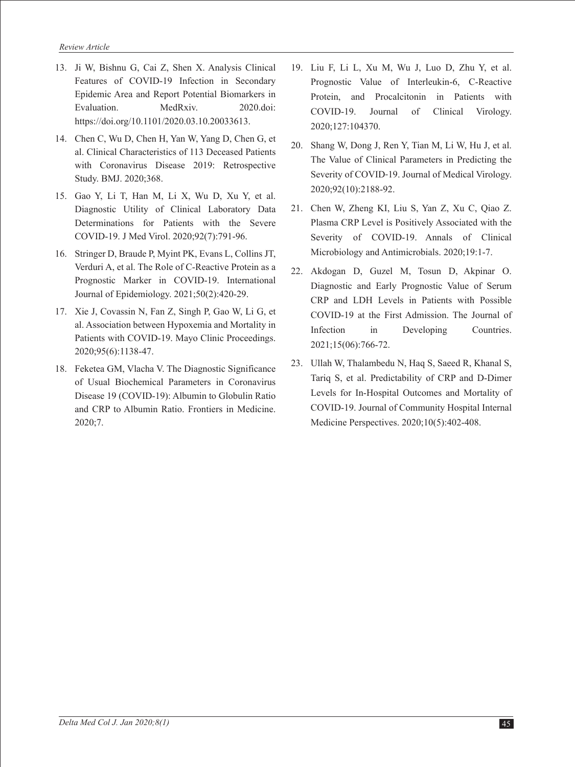13. Ji W, Bishnu G, Cai Z, Shen X. Analysis Clinical Features of COVID-19 Infection in Secondary Epidemic Area and Report Potential Biomarkers in Evaluation. MedRxiv. 2020.doi: https://doi.org/10.1101/2020.03.10.20033613.
14. Chen C, Wu D, Chen H, Yan W, Yang D, Chen G, et al. Clinical Characteristics of 113 Deceased Patients with Coronavirus Disease 2019: Retrospective Study. BMJ. 2020;368.
15. Gao Y, Li T, Han M, Li X, Wu D, Xu Y, et al. Diagnostic Utility of Clinical Laboratory Data Determinations for Patients with the Severe COVID-19. J Med Virol. 2020;92(7):791-96.
16. Stringer D, Braude P, Myint PK, Evans L, Collins JT, Verduri A, et al. The Role of C-Reactive Protein as a Prognostic Marker in COVID-19. International Journal of Epidemiology. 2021;50(2):420-29.
17. Xie J, Covassin N, Fan Z, Singh P, Gao W, Li G, et al. Association between Hypoxemia and Mortality in Patients with COVID-19. Mayo Clinic Proceedings. 2020;95(6):1138-47.
18. Feketea GM, Vlacha V. The Diagnostic Significance of Usual Biochemical Parameters in Coronavirus Disease 19 (COVID-19): Albumin to Globulin Ratio and CRP to Albumin Ratio. Frontiers in Medicine. 2020;7.
19. Liu F, Li L, Xu M, Wu J, Luo D, Zhu Y, et al. Prognostic Value of Interleukin-6, C-Reactive Protein, and Procalcitonin in Patients with COVID-19. Journal of Clinical Virology. 2020;127:104370.
20. Shang W, Dong J, Ren Y, Tian M, Li W, Hu J, et al. The Value of Clinical Parameters in Predicting the Severity of COVID-19. Journal of Medical Virology. 2020;92(10):2188-92.
21. Chen W, Zheng KI, Liu S, Yan Z, Xu C, Qiao Z. Plasma CRP Level is Positively Associated with the Severity of COVID-19. Annals of Clinical Microbiology and Antimicrobials. 2020;19:1-7.
22. Akdogan D, Guzel M, Tosun D, Akpinar O. Diagnostic and Early Prognostic Value of Serum CRP and LDH Levels in Patients with Possible COVID-19 at the First Admission. The Journal of Infection in Developing Countries. 2021;15(06):766-72.
23. Ullah W, Thalambedu N, Haq S, Saeed R, Khanal S, Tariq S, et al. Predictability of CRP and D-Dimer Levels for In-Hospital Outcomes and Mortality of COVID-19. Journal of Community Hospital Internal Medicine Perspectives. 2020;10(5):402-408.